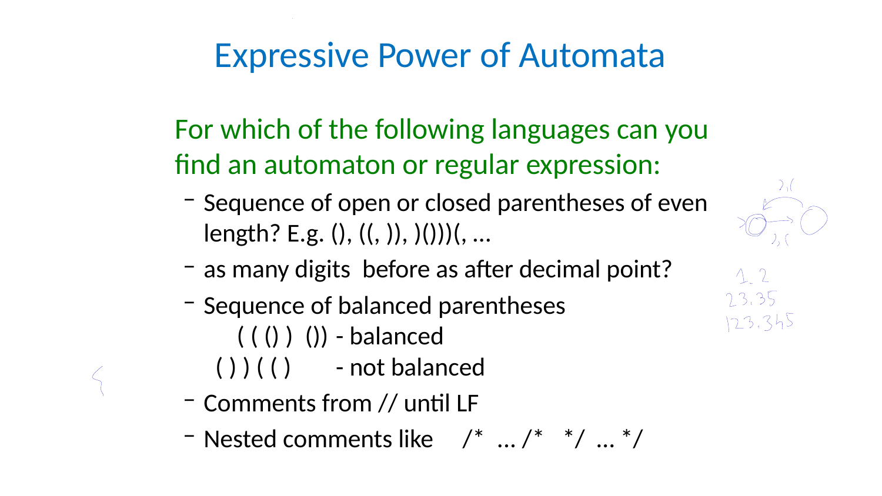# Expressive Power of Automata

For which of the following languages can you find an automaton or regular expression:

- Sequence of open or closed parentheses of even length? E.g. (), ((, )), )()))(, ...
- as many digits before as after decimal point?
- Sequence of balanced parentheses

  ( ( () ) ()) - balanced

  ( ) ) ( ( ) - not balanced
- Comments from // until LF
- Nested comments like /* ... /* */ ... */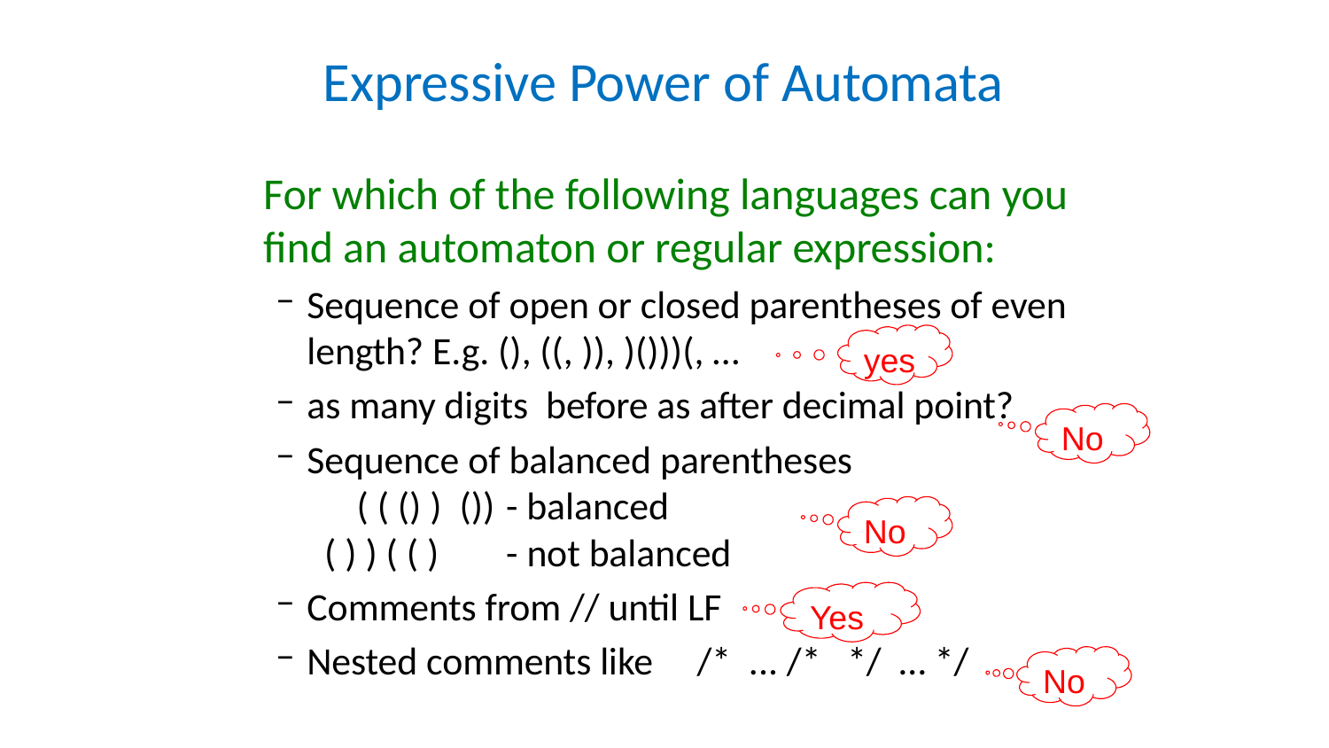# Expressive Power of Automata

For which of the following languages can you find an automaton or regular expression:

- Sequence of open or closed parentheses of even length? E.g. (), ((, )), )()))(, … yes
- as many digits before as after decimal point? No
- Sequence of balanced parentheses No

  ( ( () )  ()) - balanced

  ( ) ) ( ( )       - not balanced
- Comments from // until LF Yes
- Nested comments like /* … /* */ … */ No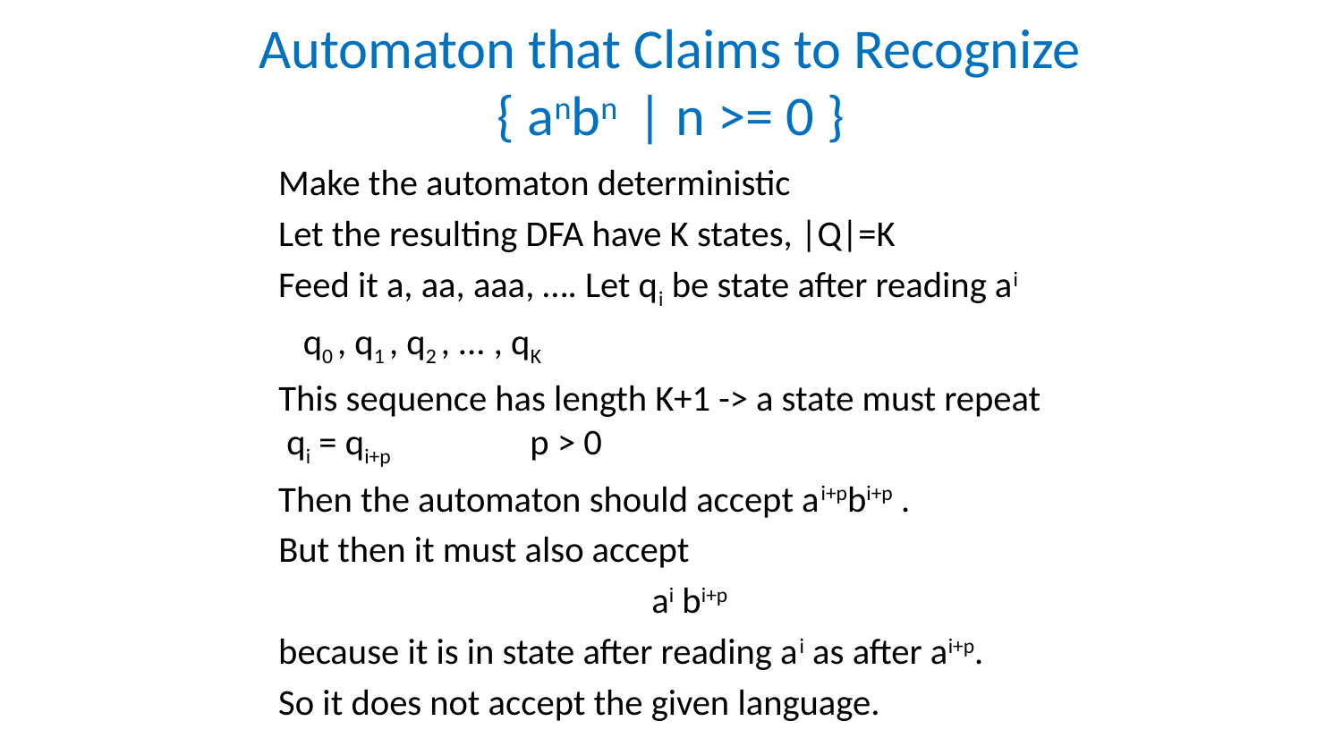# Automaton that Claims to Recognize $\{ a^n b^n \mid n >= 0 \}$

Make the automaton deterministic

Let the resulting DFA have K states, $|Q|=K$

Feed it a, aa, aaa, …. Let $q_i$ be state after reading $a^i$

$q_0 , q_1 , q_2 , \ldots , q_K$

This sequence has length K+1 -> a state must repeat

$q_i = q_{i+p}$ $\quad\quad$ $p > 0$

Then the automaton should accept $a^{i+p}b^{i+p}$ .

But then it must also accept

$$a^i \, b^{i+p}$$

because it is in state after reading $a^i$ as after $a^{i+p}$.

So it does not accept the given language.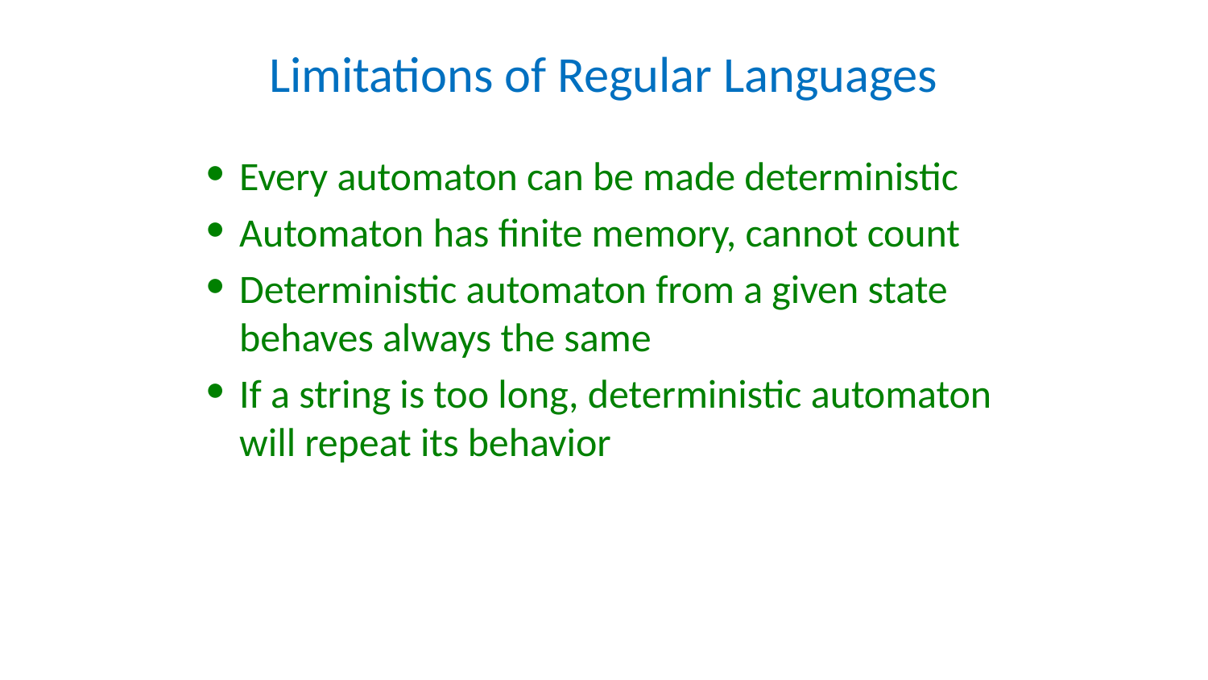# Limitations of Regular Languages

- Every automaton can be made deterministic
- Automaton has finite memory, cannot count
- Deterministic automaton from a given state behaves always the same
- If a string is too long, deterministic automaton will repeat its behavior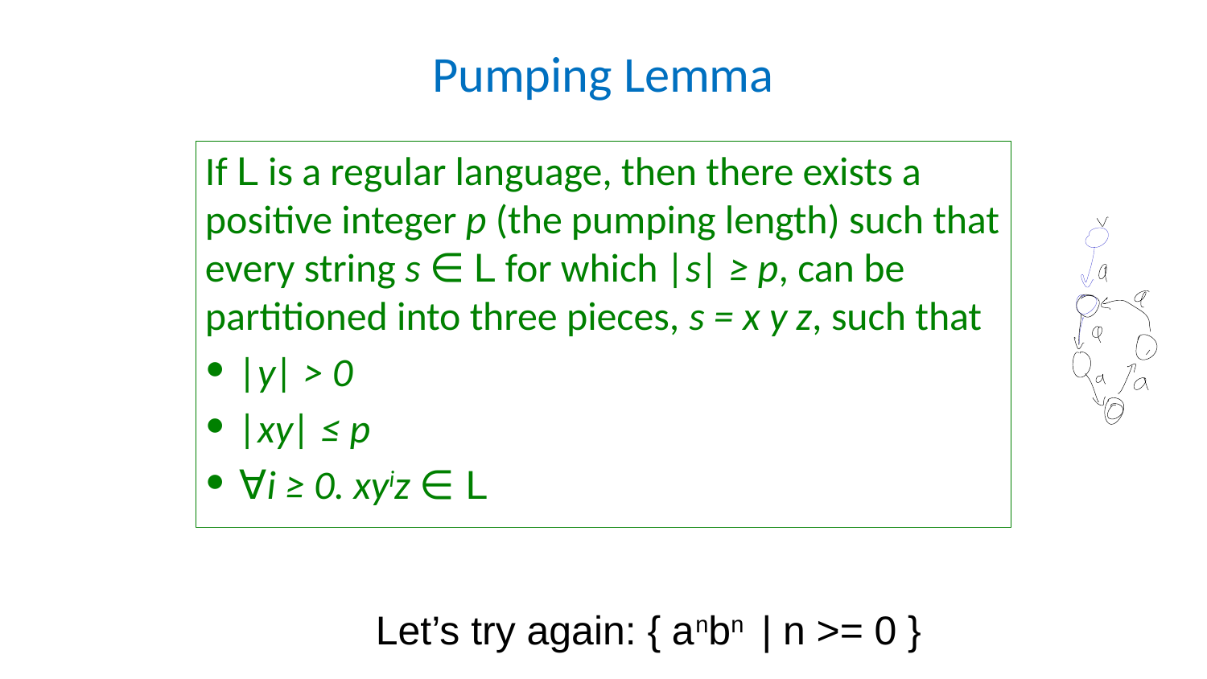# Pumping Lemma

If L is a regular language, then there exists a positive integer $p$ (the pumping length) such that every string $s \in L$ for which $|s| \geq p$, can be partitioned into three pieces, $s = x\,y\,z$, such that

- $|y| > 0$
- $|xy| \leq p$
- $\forall i \geq 0.\ xy^i z \in L$

Let's try again: $\{ a^n b^n \mid n >= 0 \}$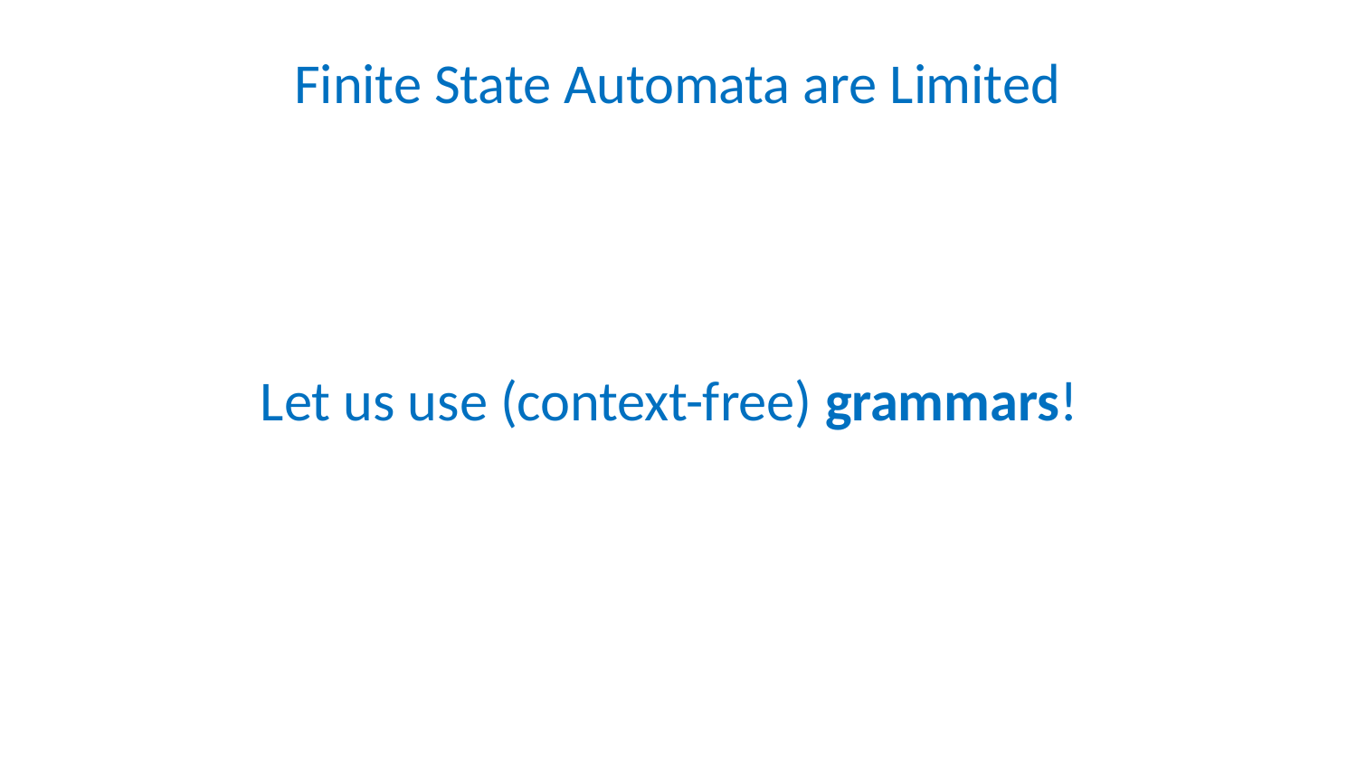# Finite State Automata are Limited

Let us use (context-free) **grammars**!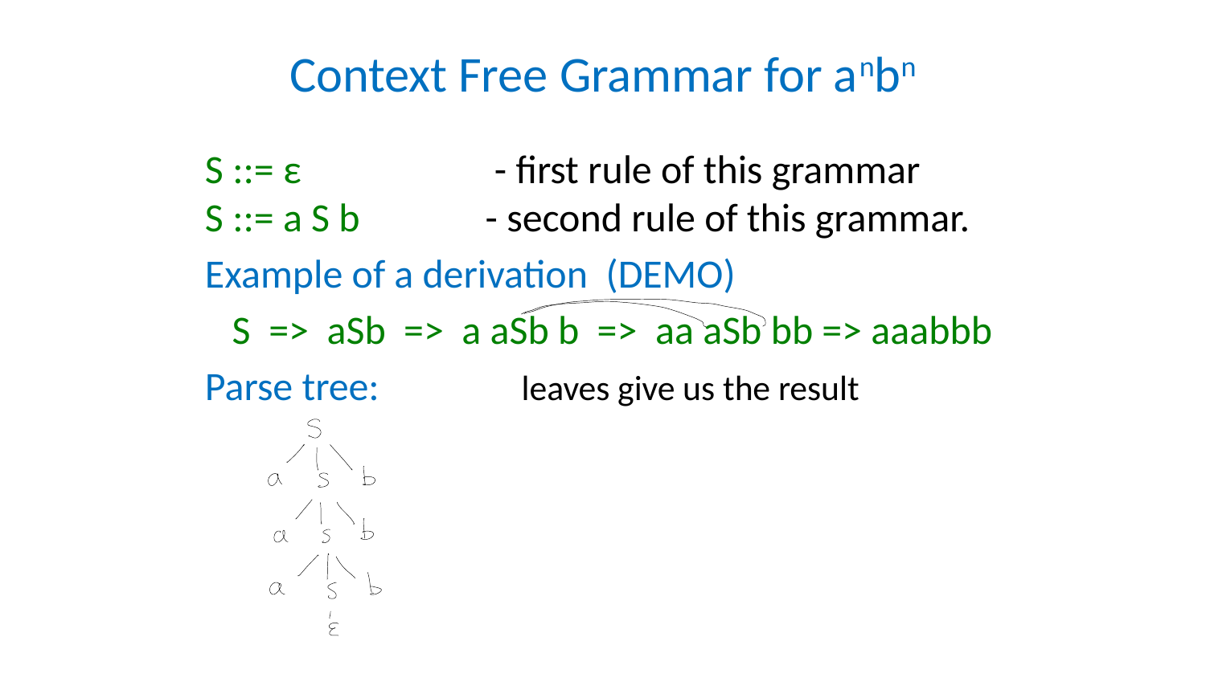# Context Free Grammar for $a^n b^n$

S ::= ε - first rule of this grammar

S ::= a S b - second rule of this grammar.

Example of a derivation (DEMO)

S => aSb => a aSb b => aa aSb bb => aaabbb

Parse tree: leaves give us the result

```
      S
    / | \
   a  S  b
    / | \
   a  S  b
    / | \
   a  S  b
      |
      ε
```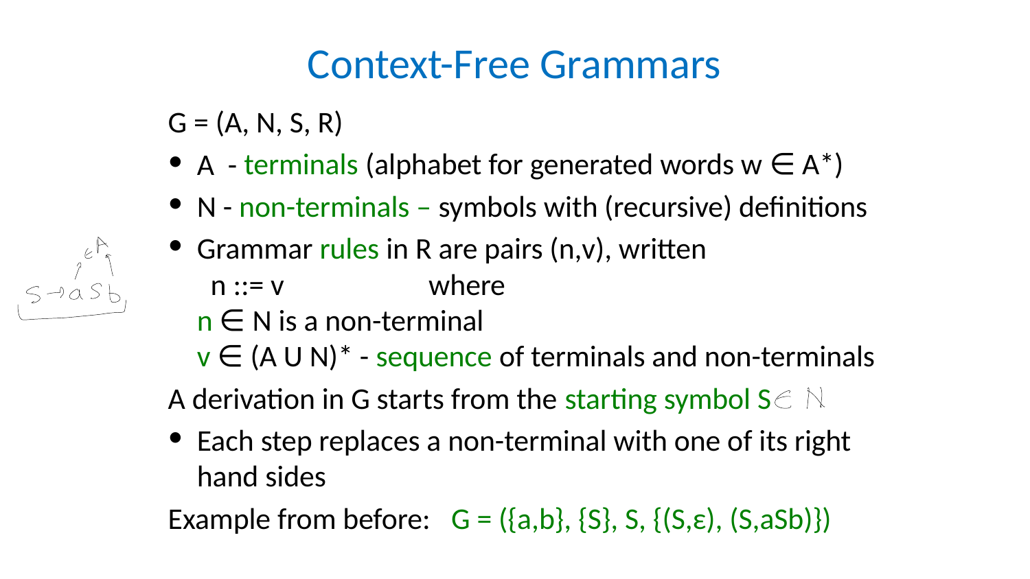# Context-Free Grammars

$G = (A, N, S, R)$

- $A$ - terminals (alphabet for generated words $w \in A^*$)
- $N$ - non-terminals – symbols with (recursive) definitions
- Grammar rules in $R$ are pairs $(n,v)$, written
  
  $n ::= v$ where
  
  $n \in N$ is a non-terminal
  
  $v \in (A \cup N)^*$ - sequence of terminals and non-terminals

A derivation in $G$ starts from the starting symbol $S \in N$

- Each step replaces a non-terminal with one of its right hand sides

Example from before: $G = (\{a,b\}, \{S\}, S, \{(S,\varepsilon), (S,aSb)\})$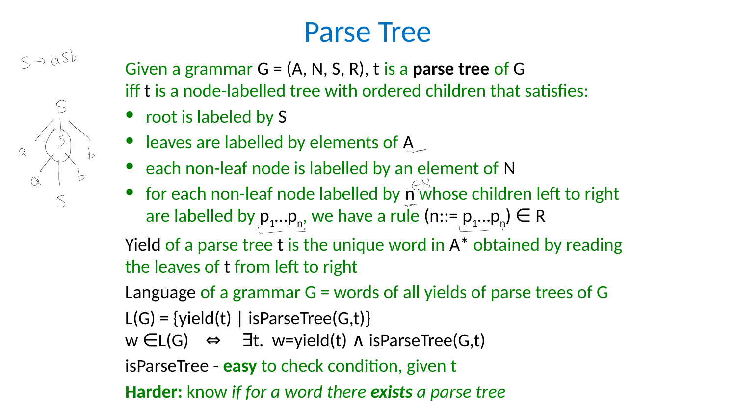# Parse Tree

Given a grammar G = (A, N, S, R), t is a **parse tree** of G iff t is a node-labelled tree with ordered children that satisfies:

- root is labeled by S
- leaves are labelled by elements of A
- each non-leaf node is labelled by an element of N
- for each non-leaf node labelled by n whose children left to right are labelled by $p_1 \ldots p_n$, we have a rule $(n ::= p_1 \ldots p_n) \in R$

Yield of a parse tree t is the unique word in A* obtained by reading the leaves of t from left to right

Language of a grammar G = words of all yields of parse trees of G

L(G) = {yield(t) | isParseTree(G,t)}

$w \in L(G) \quad \Leftrightarrow \quad \exists t.\ w = yield(t) \wedge isParseTree(G,t)$

isParseTree - **easy** to check condition, given t

**Harder:** know *if for a word there* ***exists*** *a parse tree*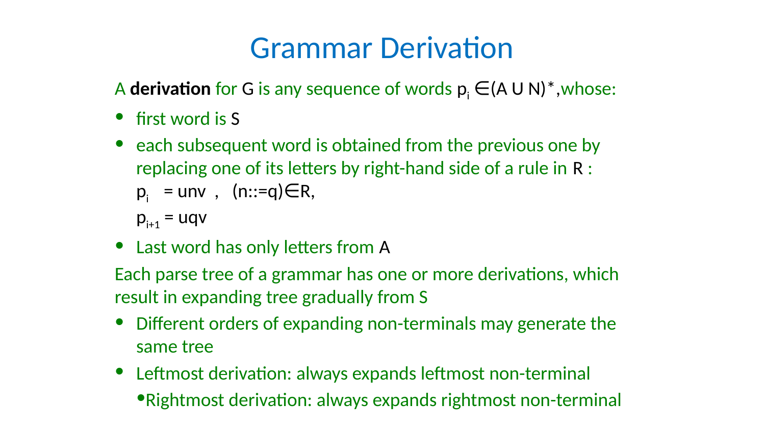# Grammar Derivation

A **derivation** for G is any sequence of words $p_i \in (A \cup N)^*$,whose:

- first word is S
- each subsequent word is obtained from the previous one by replacing one of its letters by right-hand side of a rule in R :
  $p_i$ = unv , (n::=q)$\in$R,
  $p_{i+1}$ = uqv
- Last word has only letters from A

Each parse tree of a grammar has one or more derivations, which result in expanding tree gradually from S

- Different orders of expanding non-terminals may generate the same tree
- Leftmost derivation: always expands leftmost non-terminal
  - Rightmost derivation: always expands rightmost non-terminal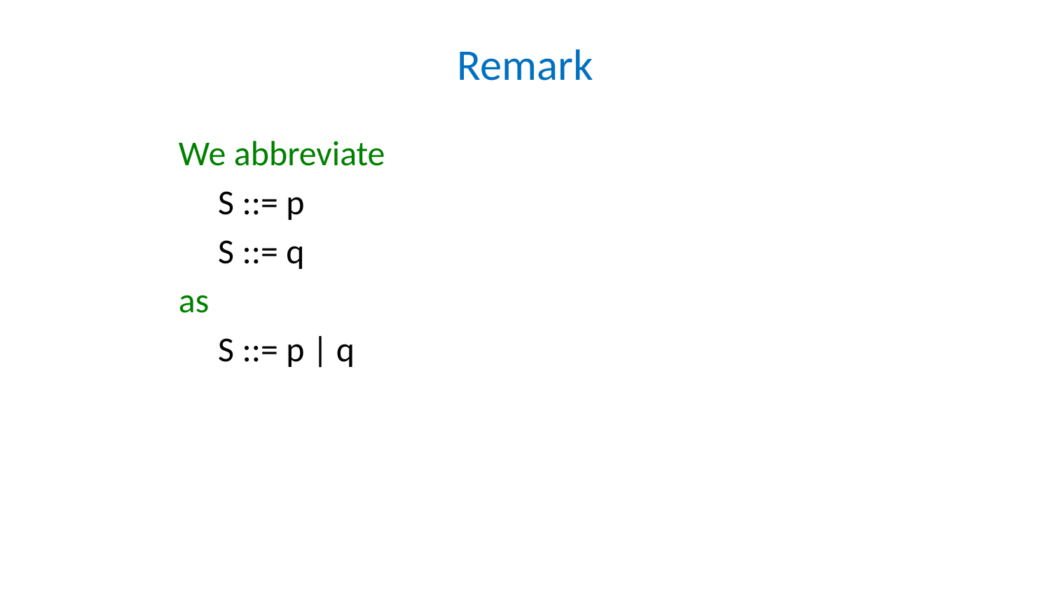# Remark

We abbreviate

S ::= p

S ::= q

as

S ::= p | q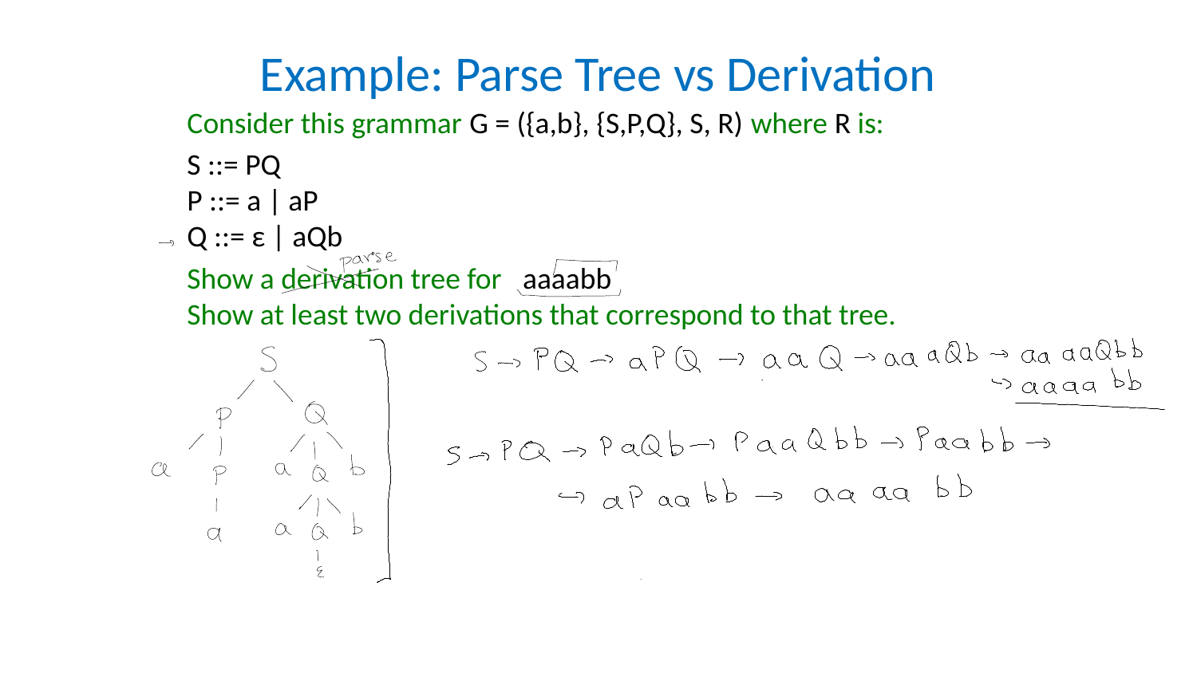# Example: Parse Tree vs Derivation

Consider this grammar G = ({a,b}, {S,P,Q}, S, R) where R is:

S ::= PQ
P ::= a | aP
Q ::= ε | aQb

Show a ~~derivation~~ parse tree for aaaabb

Show at least two derivations that correspond to that tree.

```
        S
       / \
      P   Q
     / |  /|\
    a  P a Q b
       | /|\
       a a Q b
           |
           ε
```

$S \rightarrow PQ \rightarrow aPQ \rightarrow aaQ \rightarrow aaaQb \rightarrow aaaaQbb$
$\rightarrow aaaabb$

$S \rightarrow PQ \rightarrow PaQb \rightarrow PaaQbb \rightarrow Paabb \rightarrow$
$\rightarrow aPaabb \rightarrow aaaabb$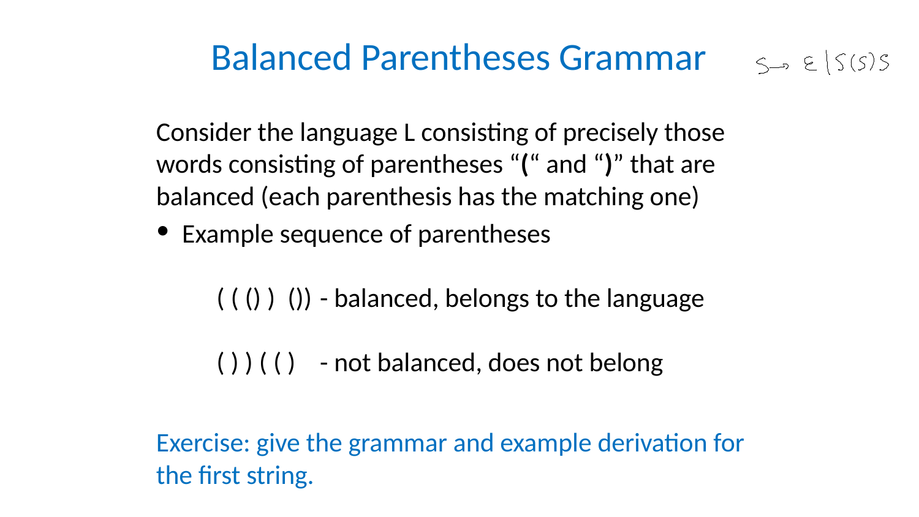# Balanced Parentheses Grammar

$S \rightarrow \varepsilon \mid S(S)S$

Consider the language L consisting of precisely those words consisting of parentheses “**(**“ and “**)**” that are balanced (each parenthesis has the matching one)

- Example sequence of parentheses

  ( ( () )  ()) - balanced, belongs to the language

  ( ) ) ( ( )    - not balanced, does not belong

Exercise: give the grammar and example derivation for the first string.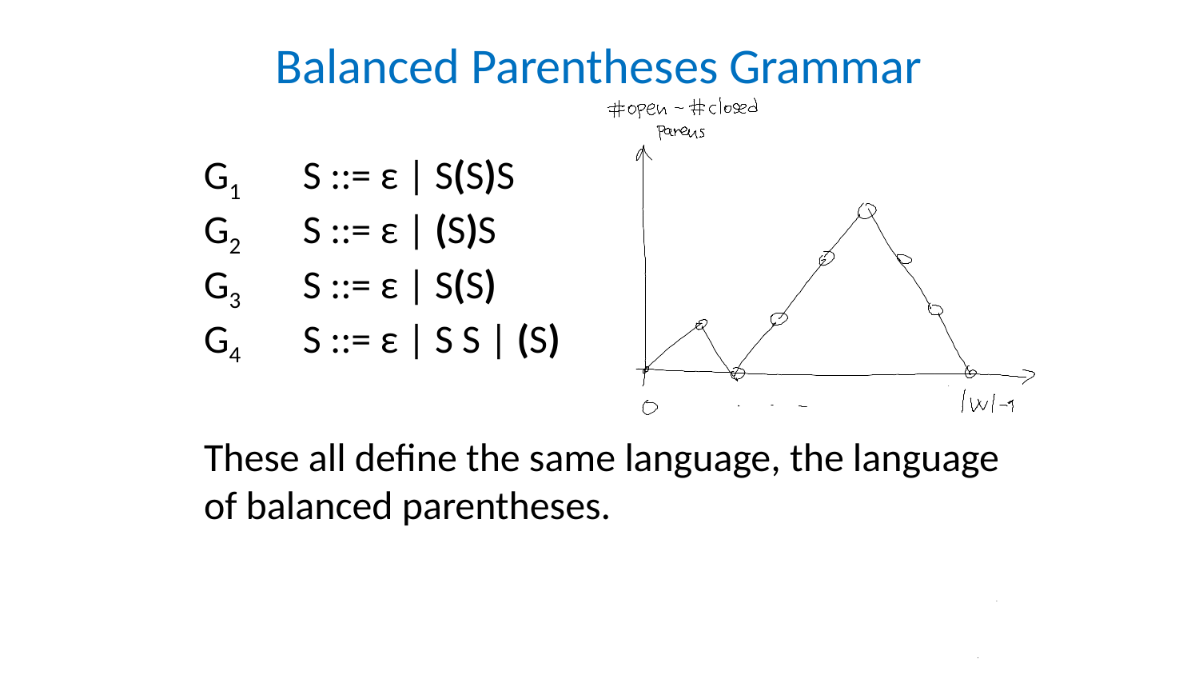# Balanced Parentheses Grammar

| | |
|---|---|
| $G_1$ | S ::= ε \| S**(**S**)**S |
| $G_2$ | S ::= ε \| **(**S**)**S |
| $G_3$ | S ::= ε \| S**(**S**)** |
| $G_4$ | S ::= ε \| S S \| **(**S**)** |

These all define the same language, the language of balanced parentheses.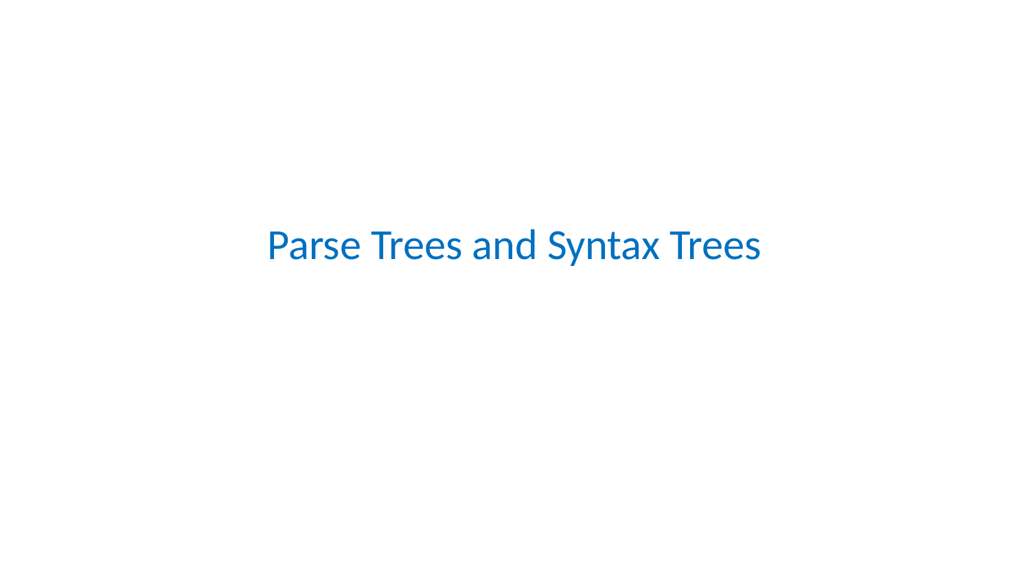# Parse Trees and Syntax Trees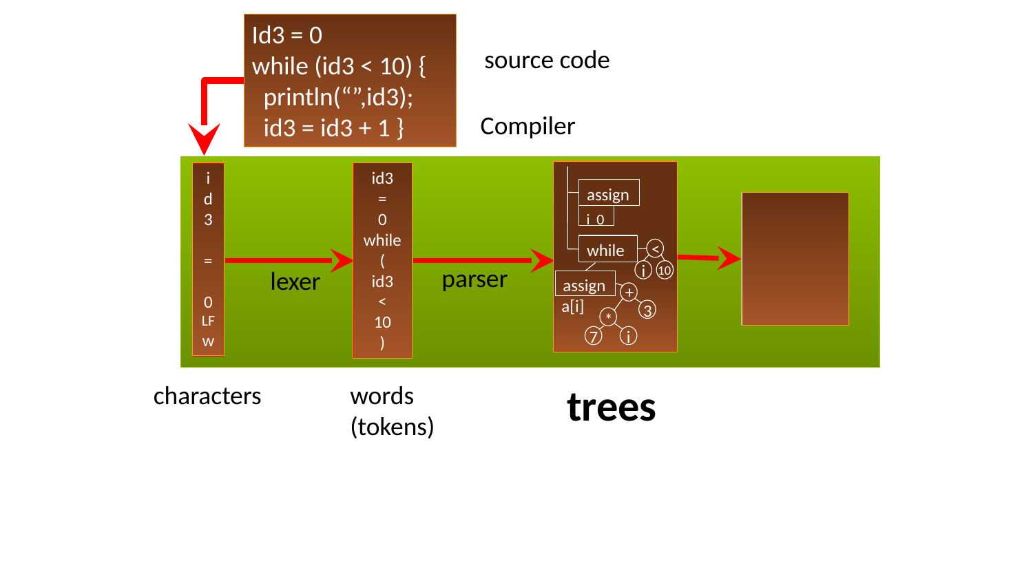```
Id3 = 0
while (id3 < 10) {
  println("",id3);
  id3 = id3 + 1 }
```

source code

Compiler

i d 3 = 0 LF w

lexer

id3 = 0 while ( id3 < 10 )

parser

assign
i 0
while
<
i 10
assign
a[i]
+
3
*
7 i

characters

words (tokens)

**trees**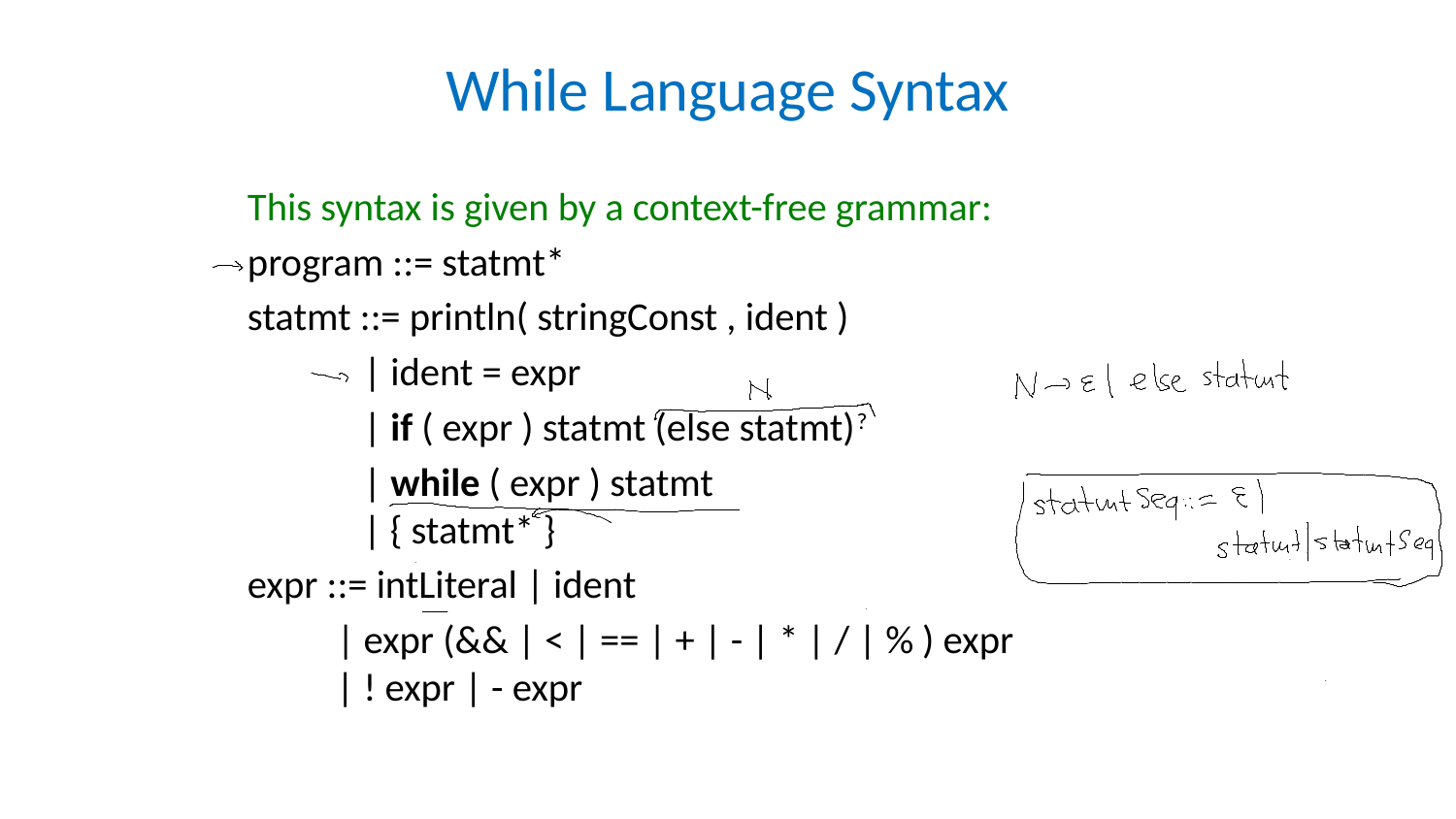# While Language Syntax

This syntax is given by a context-free grammar:

```
program ::= statmt*
statmt ::= println( stringConst , ident )
        | ident = expr
        | if ( expr ) statmt (else statmt)?
        | while ( expr ) statmt
        | { statmt* }
expr ::= intLiteral | ident
      | expr (&& | < | == | + | - | * | / | % ) expr
      | ! expr | - expr
```

N → ε | else statmt

statmtSeq ::= ε | statmt | statmtSeq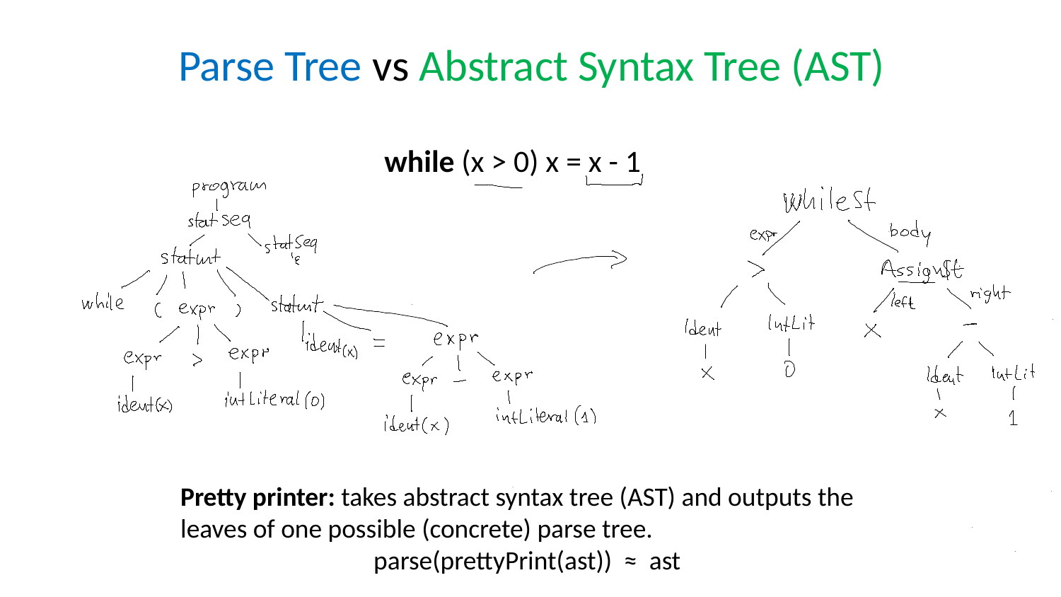# Parse Tree vs Abstract Syntax Tree (AST)

**while** (x > 0) x = x - 1

**Pretty printer:** takes abstract syntax tree (AST) and outputs the leaves of one possible (concrete) parse tree.

parse(prettyPrint(ast)) ≈ ast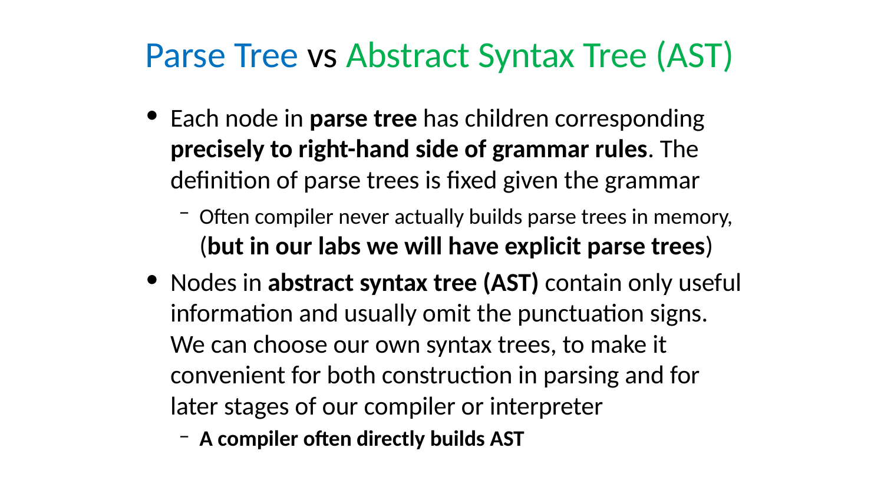# Parse Tree vs Abstract Syntax Tree (AST)

- Each node in **parse tree** has children corresponding **precisely to right-hand side of grammar rules**. The definition of parse trees is fixed given the grammar
  - Often compiler never actually builds parse trees in memory, (**but in our labs we will have explicit parse trees**)
- Nodes in **abstract syntax tree (AST)** contain only useful information and usually omit the punctuation signs. We can choose our own syntax trees, to make it convenient for both construction in parsing and for later stages of our compiler or interpreter
  - **A compiler often directly builds AST**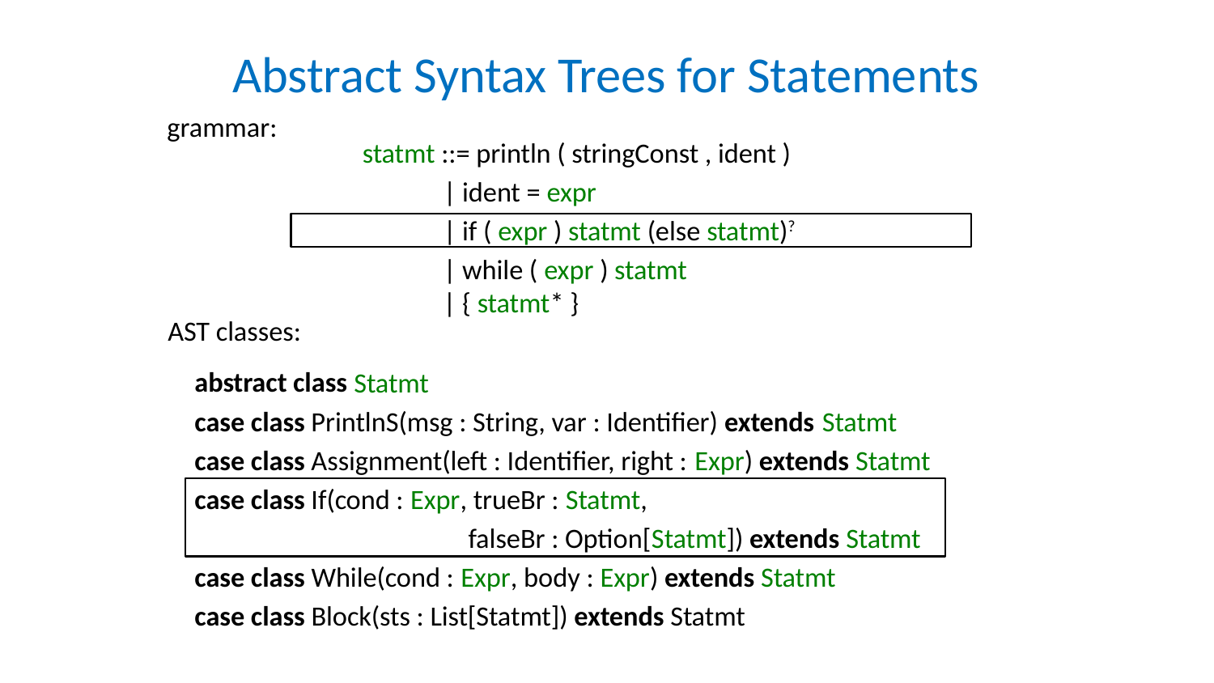# Abstract Syntax Trees for Statements

grammar:

```
statmt ::= println ( stringConst , ident )
         | ident = expr
         | if ( expr ) statmt (else statmt)?
         | while ( expr ) statmt
         | { statmt* }
```

AST classes:

```
abstract class Statmt
case class PrintlnS(msg : String, var : Identifier) extends Statmt
case class Assignment(left : Identifier, right : Expr) extends Statmt
case class If(cond : Expr, trueBr : Statmt,
              falseBr : Option[Statmt]) extends Statmt
case class While(cond : Expr, body : Expr) extends Statmt
case class Block(sts : List[Statmt]) extends Statmt
```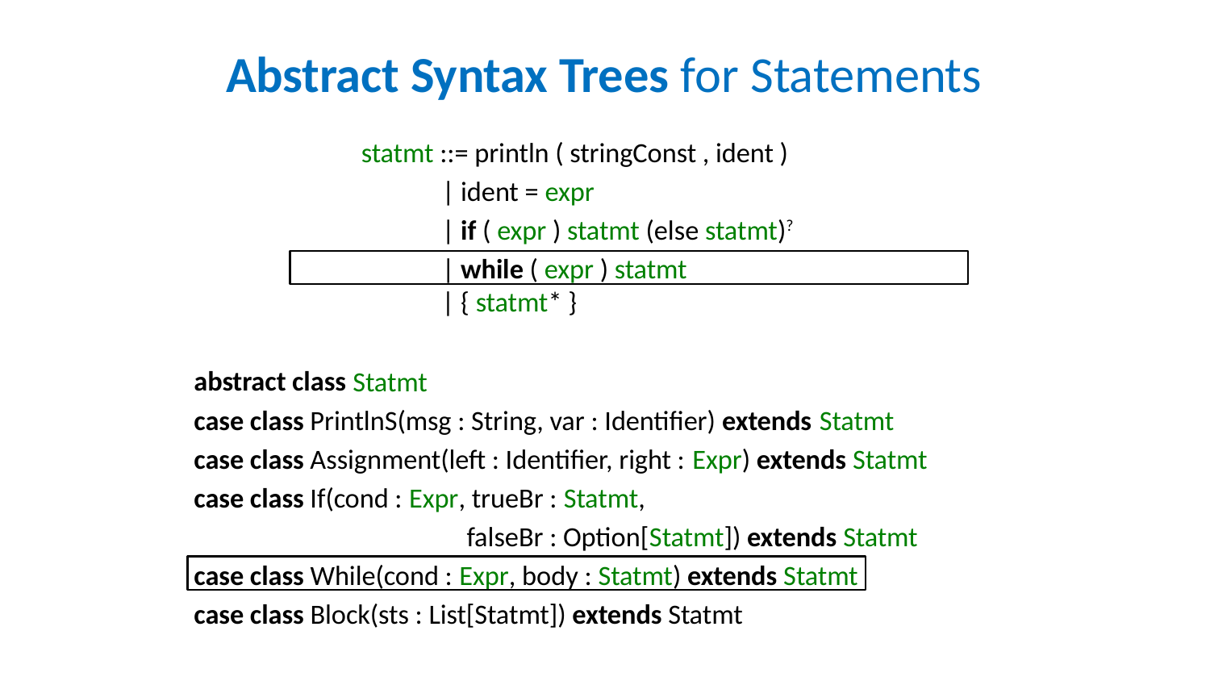# Abstract Syntax Trees for Statements

```
statmt ::= println ( stringConst , ident )
         | ident = expr
         | if ( expr ) statmt (else statmt)?
         | while ( expr ) statmt
         | { statmt* }
```

```
abstract class Statmt
case class PrintlnS(msg : String, var : Identifier) extends Statmt
case class Assignment(left : Identifier, right : Expr) extends Statmt
case class If(cond : Expr, trueBr : Statmt,
              falseBr : Option[Statmt]) extends Statmt
case class While(cond : Expr, body : Statmt) extends Statmt
case class Block(sts : List[Statmt]) extends Statmt
```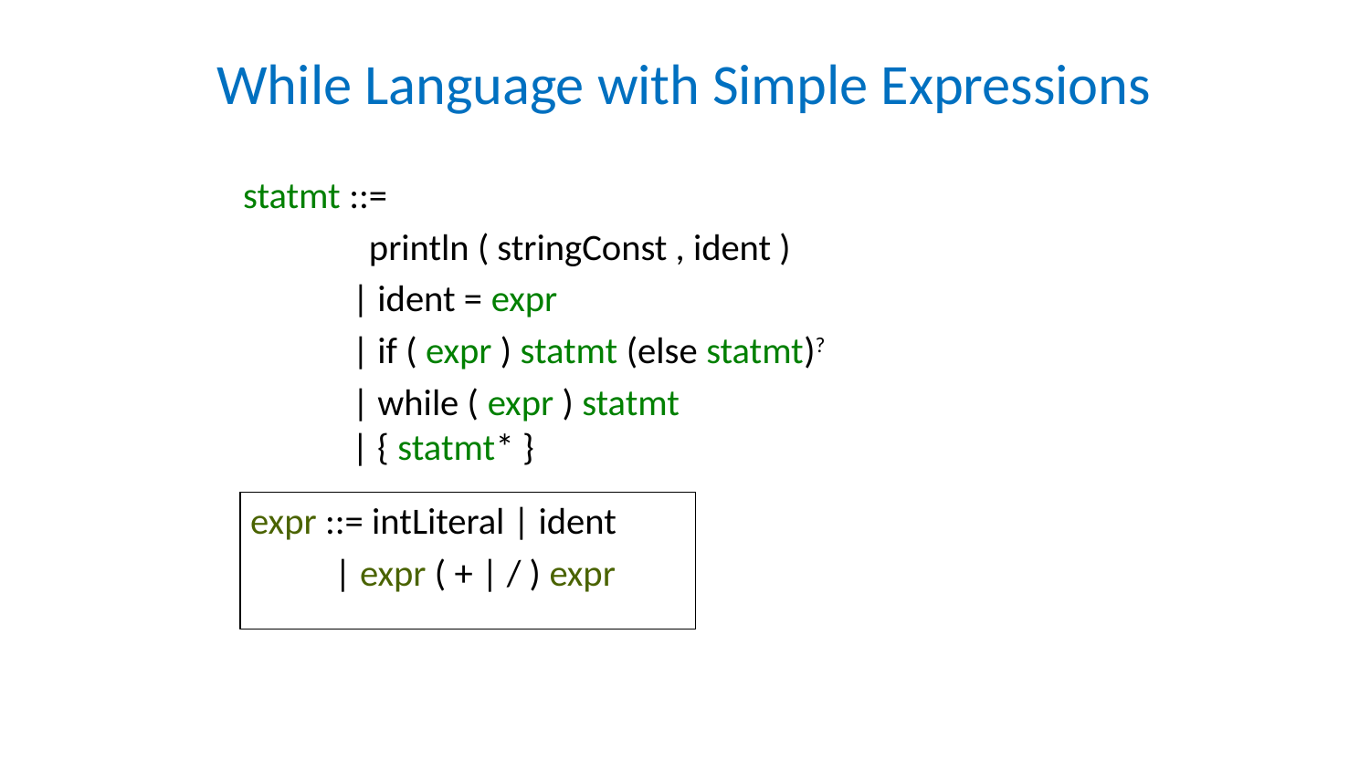# While Language with Simple Expressions

```
statmt ::=
          println ( stringConst , ident )
        | ident = expr
        | if ( expr ) statmt (else statmt)?
        | while ( expr ) statmt
        | { statmt* }
```

```
expr ::= intLiteral | ident
       | expr ( + | / ) expr
```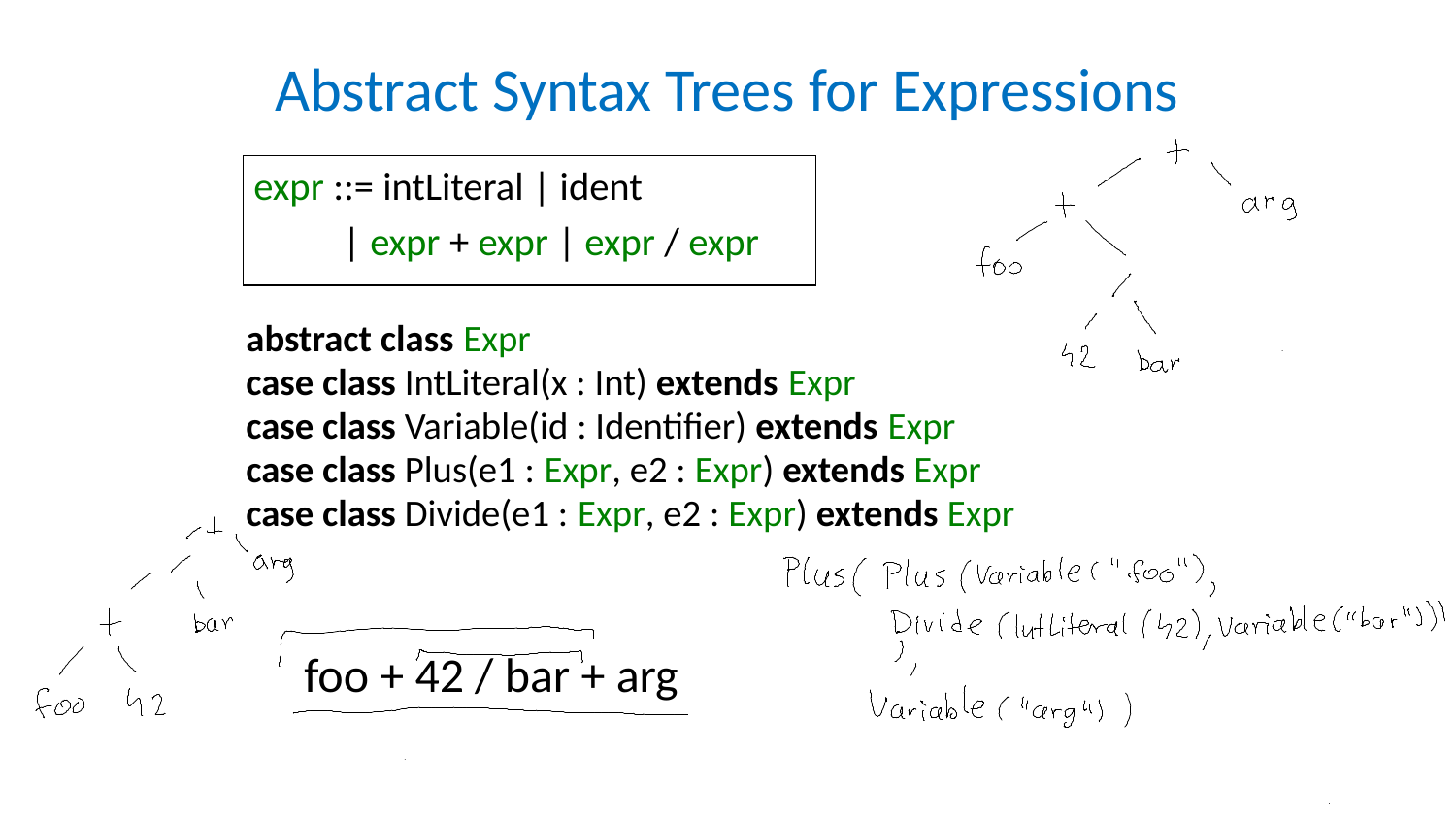# Abstract Syntax Trees for Expressions

```
expr ::= intLiteral | ident
       | expr + expr | expr / expr
```

```
abstract class Expr
case class IntLiteral(x : Int) extends Expr
case class Variable(id : Identifier) extends Expr
case class Plus(e1 : Expr, e2 : Expr) extends Expr
case class Divide(e1 : Expr, e2 : Expr) extends Expr
```

foo + 42 / bar + arg

```
Plus( Plus(Variable("foo"),
           Divide(IntLiteral(42), Variable("bar"))
          ),
      Variable("arg") )
```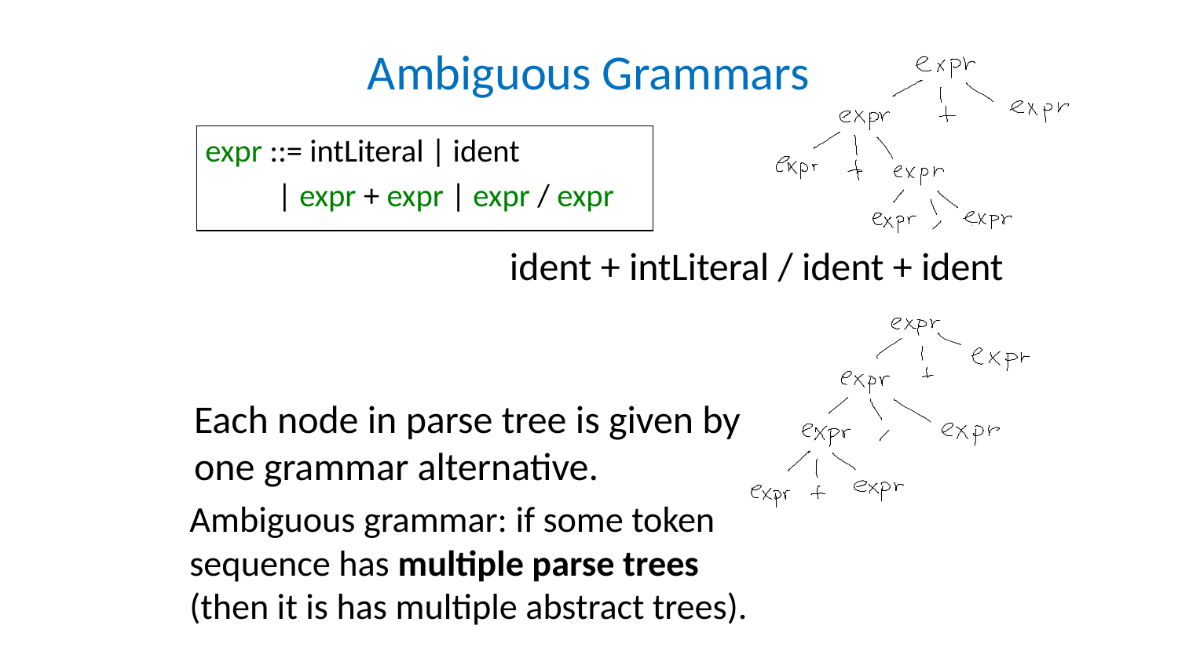# Ambiguous Grammars

```
expr ::= intLiteral | ident
       | expr + expr | expr / expr
```

ident + intLiteral / ident + ident

Each node in parse tree is given by one grammar alternative.

Ambiguous grammar: if some token sequence has **multiple parse trees** (then it is has multiple abstract trees).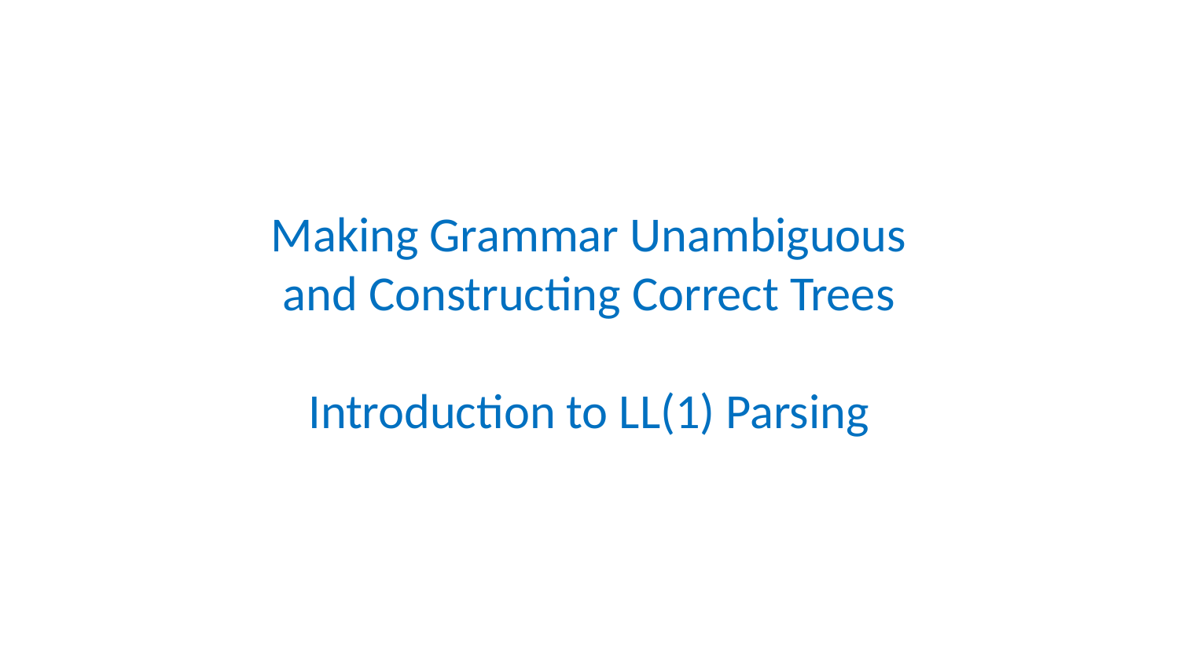# Making Grammar Unambiguous and Constructing Correct Trees

# Introduction to LL(1) Parsing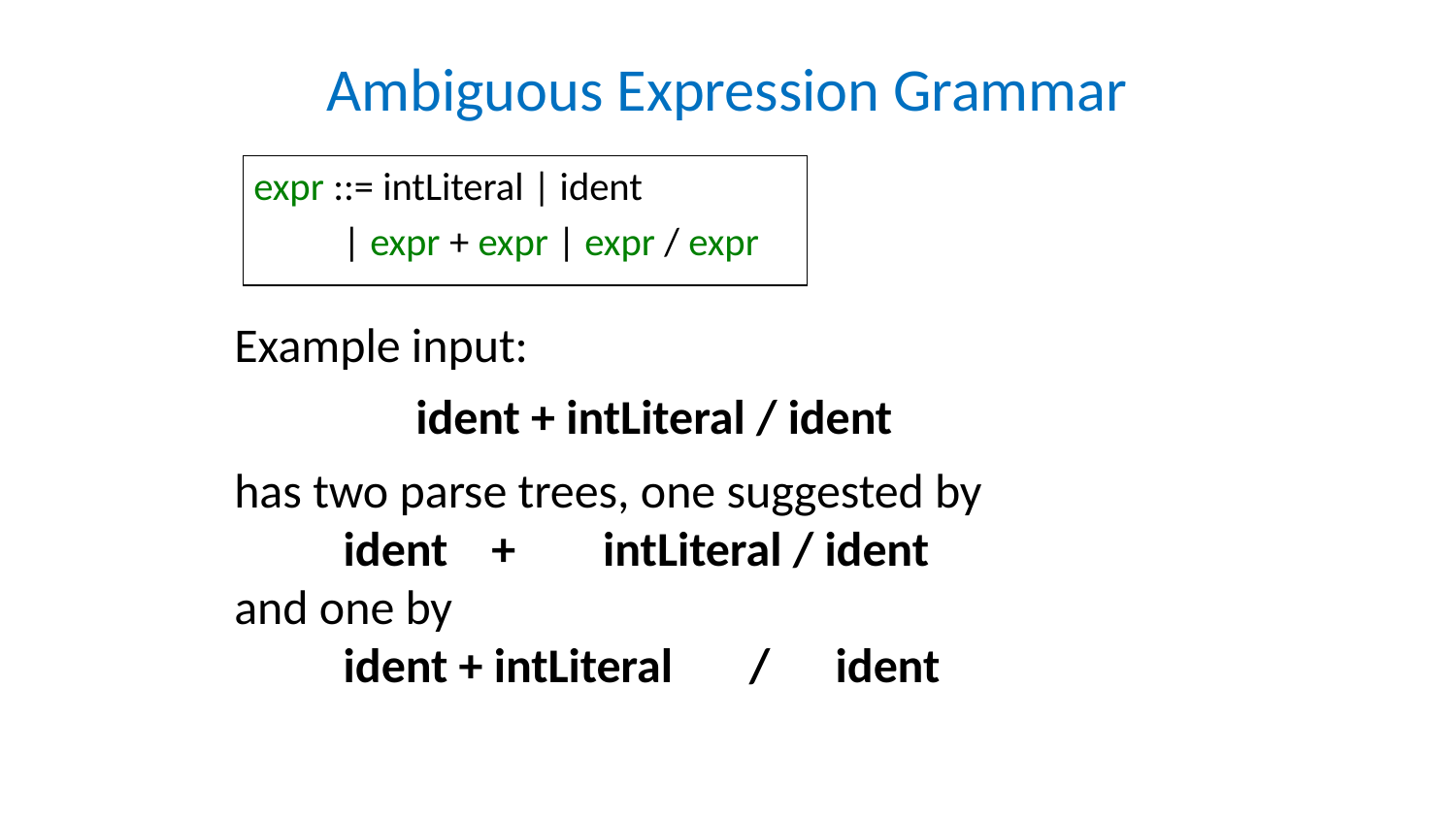# Ambiguous Expression Grammar

```
expr ::= intLiteral | ident
       | expr + expr | expr / expr
```

Example input:

**ident + intLiteral / ident**

has two parse trees, one suggested by

**ident    +    intLiteral / ident**

and one by

**ident + intLiteral    /    ident**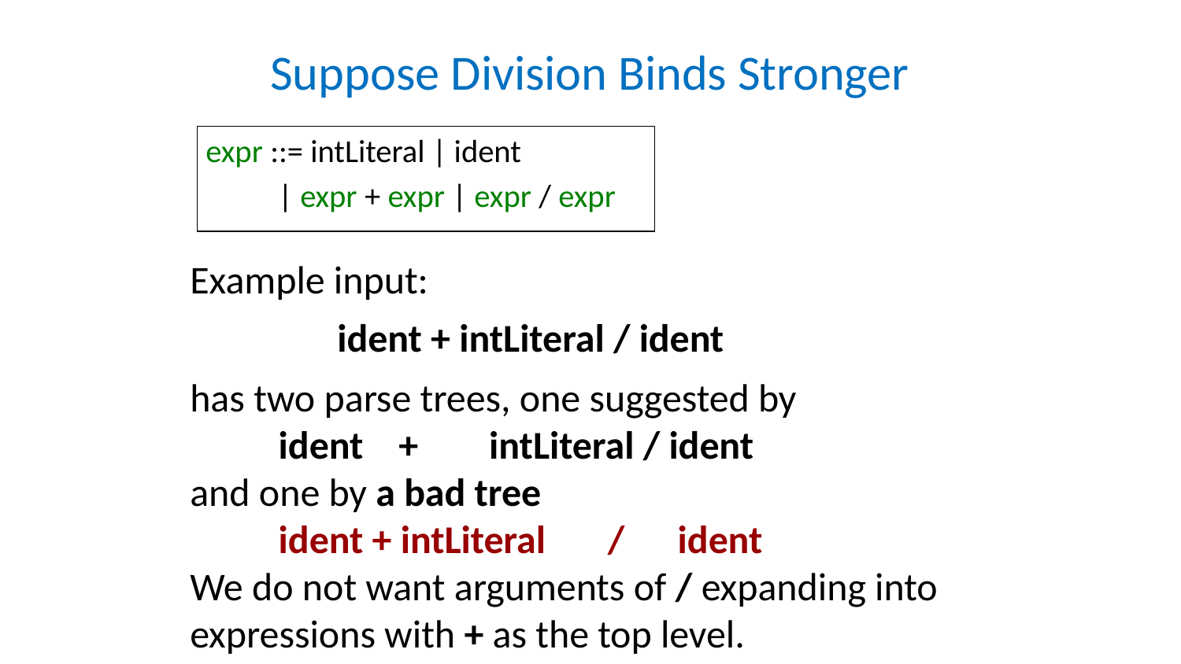# Suppose Division Binds Stronger

```
expr ::= intLiteral | ident
       | expr + expr | expr / expr
```

Example input:

**ident + intLiteral / ident**

has two parse trees, one suggested by

**ident    +    intLiteral / ident**

and one by **a bad tree**

**ident + intLiteral    /    ident**

We do not want arguments of **/** expanding into expressions with **+** as the top level.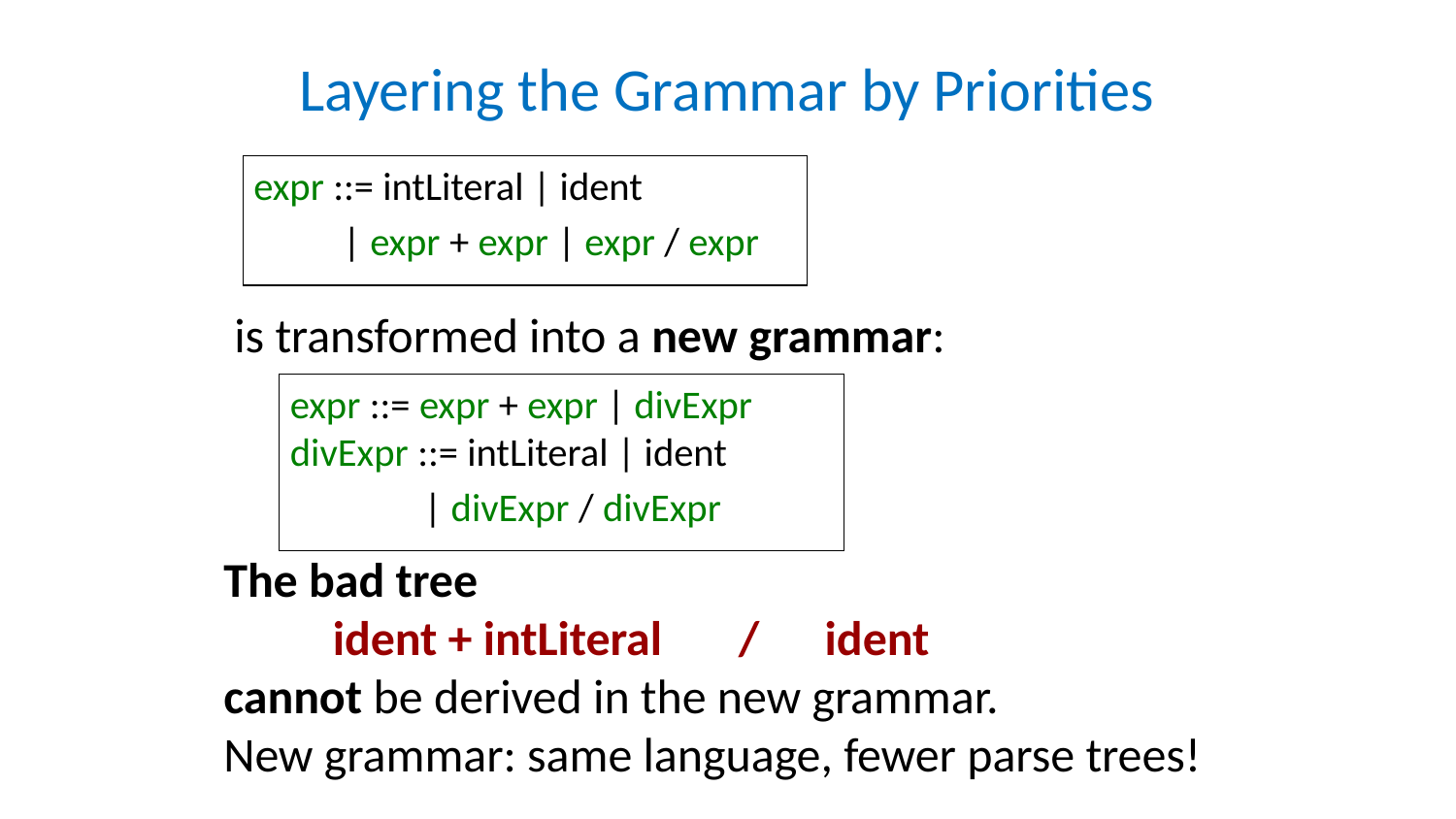# Layering the Grammar by Priorities

```
expr ::= intLiteral | ident
       | expr + expr | expr / expr
```

is transformed into a **new grammar**:

```
expr ::= expr + expr | divExpr
divExpr ::= intLiteral | ident
          | divExpr / divExpr
```

**The bad tree**

**ident + intLiteral / ident**

**cannot** be derived in the new grammar.

New grammar: same language, fewer parse trees!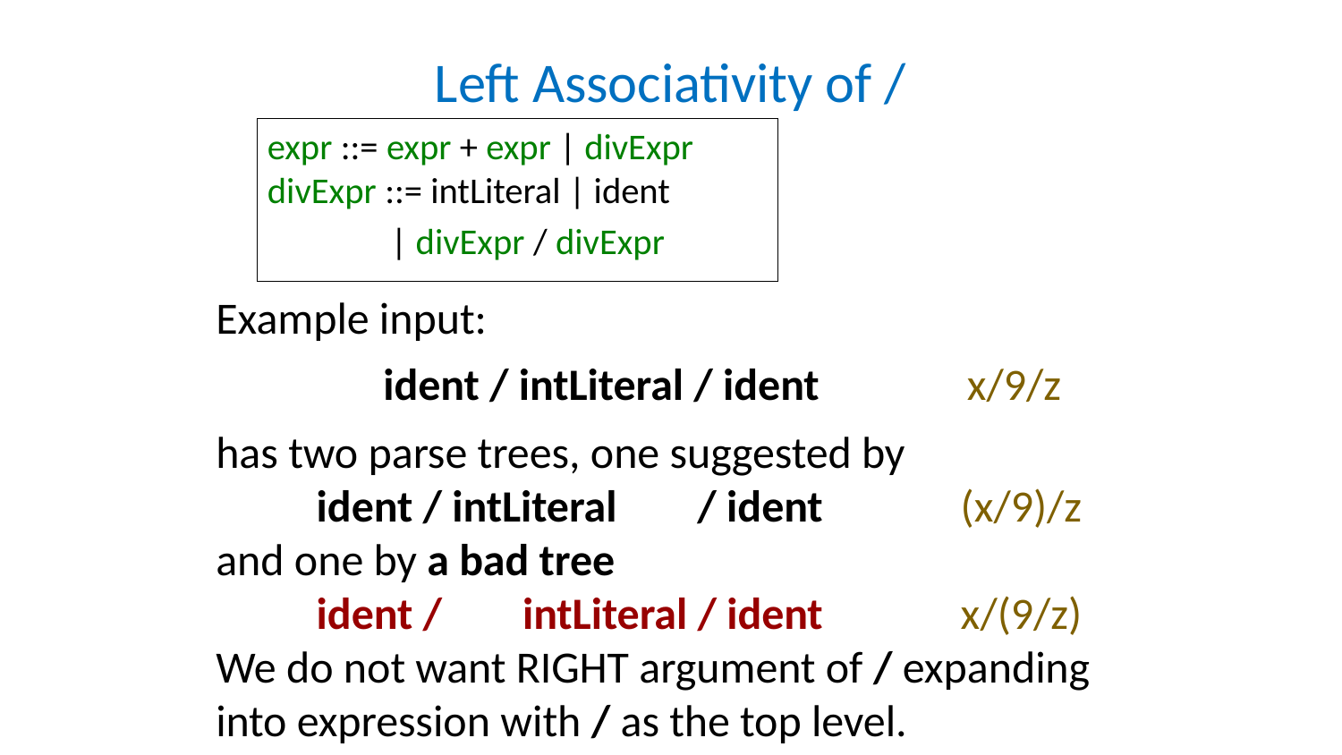# Left Associativity of /

```
expr ::= expr + expr | divExpr
divExpr ::= intLiteral | ident
          | divExpr / divExpr
```

Example input:

**ident / intLiteral / ident** x/9/z

has two parse trees, one suggested by

**ident / intLiteral / ident** (x/9)/z

and one by **a bad tree**

**ident / intLiteral / ident** x/(9/z)

We do not want RIGHT argument of **/** expanding into expression with **/** as the top level.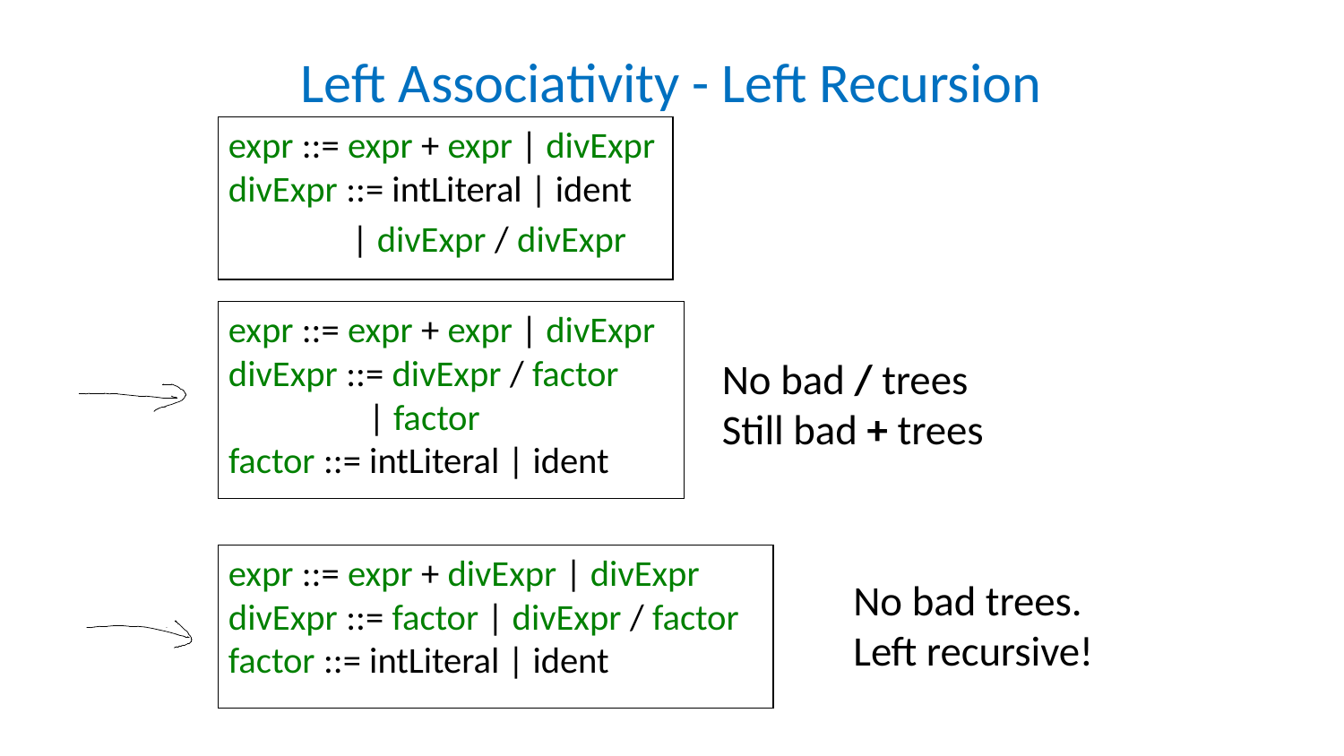# Left Associativity - Left Recursion

```
expr ::= expr + expr | divExpr
divExpr ::= intLiteral | ident
          | divExpr / divExpr
```

```
expr ::= expr + expr | divExpr
divExpr ::= divExpr / factor
          | factor
factor ::= intLiteral | ident
```

No bad / trees
Still bad **+** trees

```
expr ::= expr + divExpr | divExpr
divExpr ::= factor | divExpr / factor
factor ::= intLiteral | ident
```

No bad trees.
Left recursive!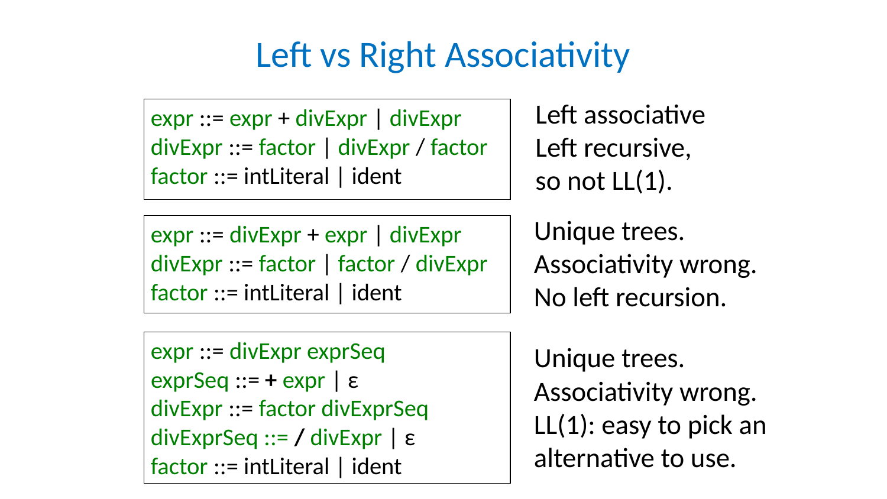# Left vs Right Associativity

```
expr ::= expr + divExpr | divExpr
divExpr ::= factor | divExpr / factor
factor ::= intLiteral | ident
```

Left associative
Left recursive,
so not LL(1).

```
expr ::= divExpr + expr | divExpr
divExpr ::= factor | factor / divExpr
factor ::= intLiteral | ident
```

Unique trees.
Associativity wrong.
No left recursion.

```
expr ::= divExpr exprSeq
exprSeq ::= + expr | ε
divExpr ::= factor divExprSeq
divExprSeq ::= / divExpr | ε
factor ::= intLiteral | ident
```

Unique trees.
Associativity wrong.
LL(1): easy to pick an alternative to use.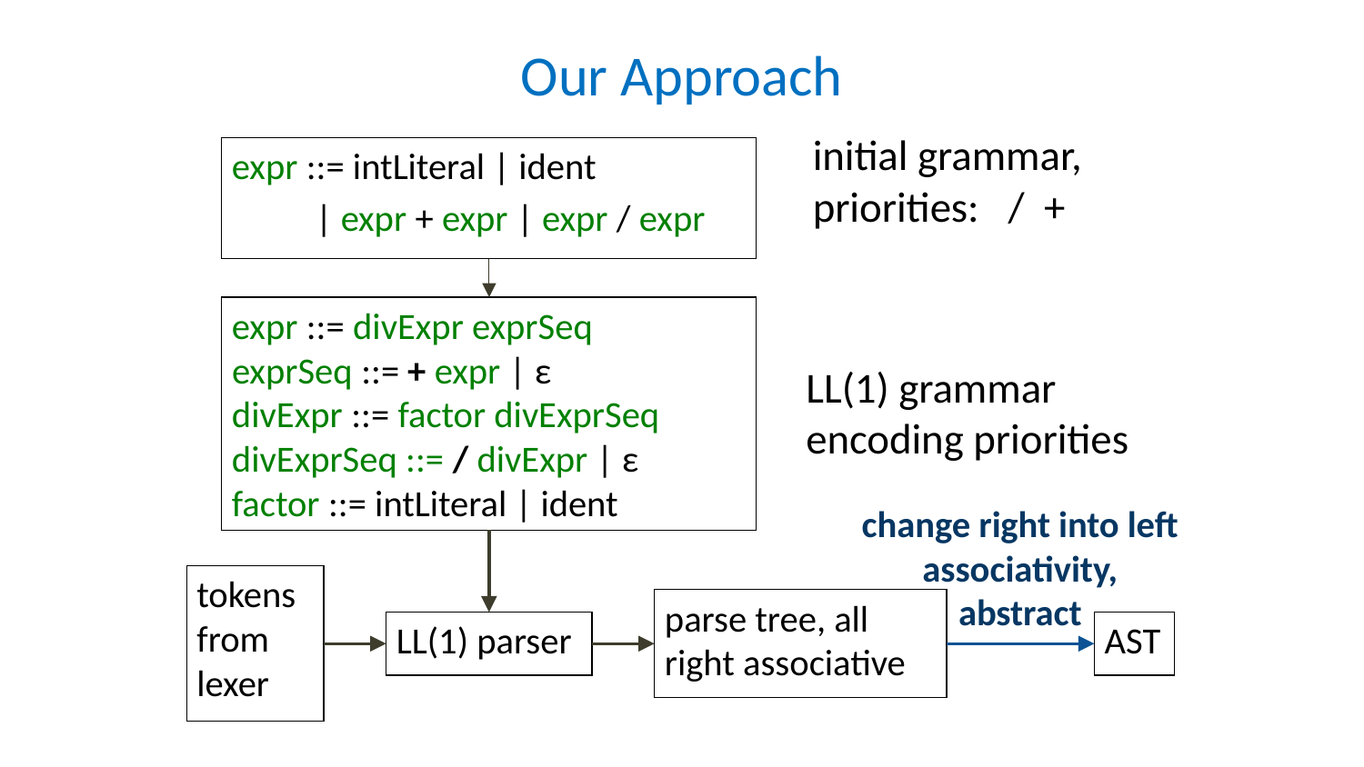# Our Approach

```
expr ::= intLiteral | ident
       | expr + expr | expr / expr
```

initial grammar, priorities: / +

↓

```
expr ::= divExpr exprSeq
exprSeq ::= + expr | ε
divExpr ::= factor divExprSeq
divExprSeq ::= / divExpr | ε
factor ::= intLiteral | ident
```

LL(1) grammar encoding priorities

↓

tokens from lexer → LL(1) parser → parse tree, all right associative → **change right into left associativity, abstract** → AST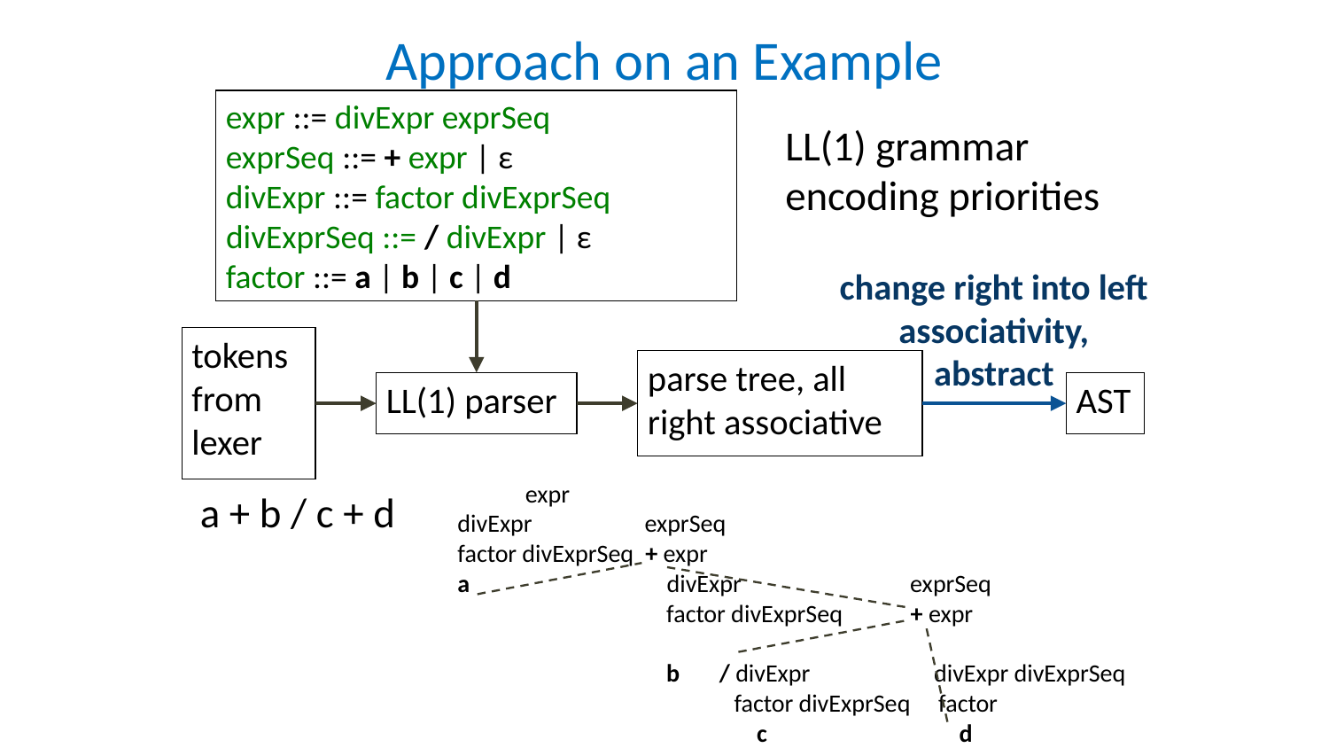# Approach on an Example

```
expr ::= divExpr exprSeq
exprSeq ::= + expr | ε
divExpr ::= factor divExprSeq
divExprSeq ::= / divExpr | ε
factor ::= a | b | c | d
```

LL(1) grammar encoding priorities

tokens from lexer → LL(1) parser → parse tree, all right associative → **change right into left associativity, abstract** → AST

a + b / c + d

```
            expr
divExpr                 exprSeq
factor divExprSeq     + expr
a                        divExpr                    exprSeq
                         factor divExprSeq        + expr
                         b     / divExpr            divExpr divExprSeq
                                 factor divExprSeq  factor
                                   c                  d
```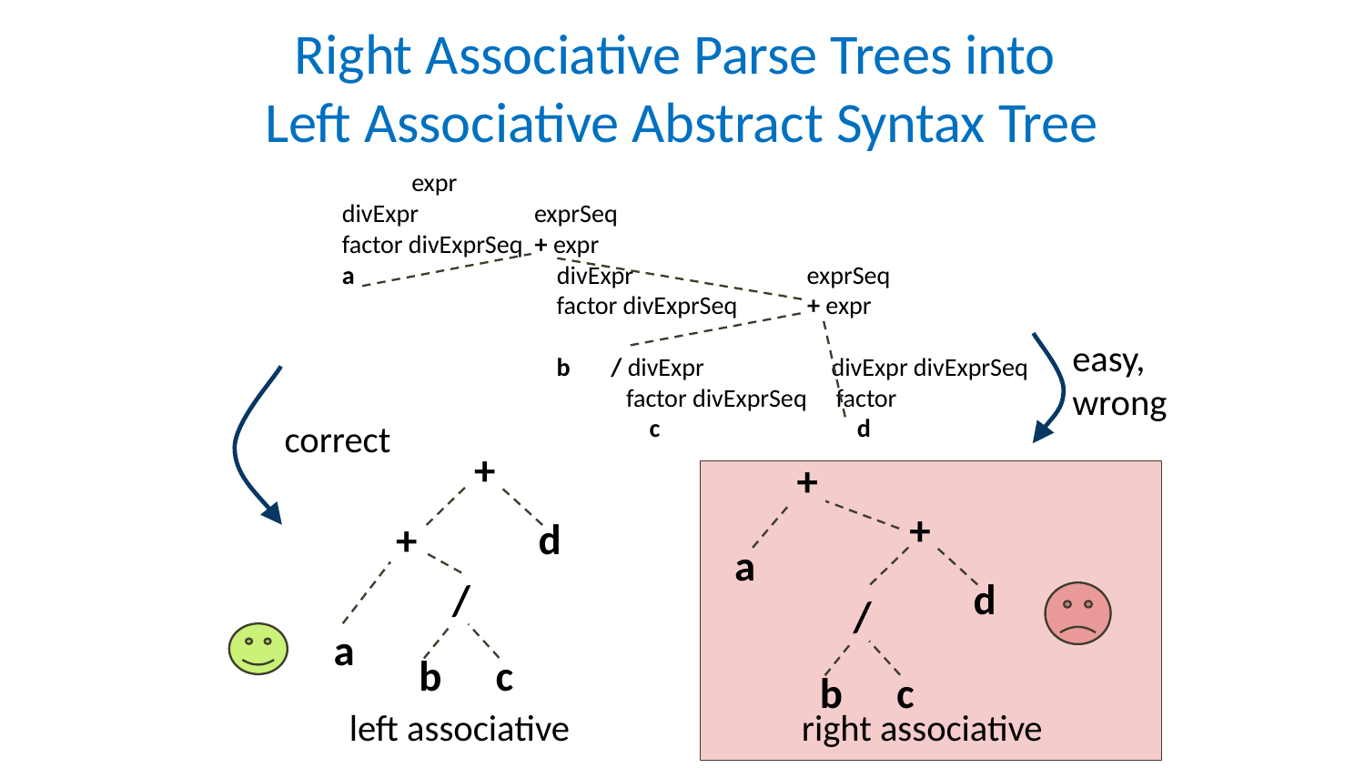# Right Associative Parse Trees into Left Associative Abstract Syntax Tree

```
            expr
divExpr                 exprSeq
factor divExprSeq   + expr
a                          divExpr                       exprSeq
                           factor divExprSeq             + expr

                           b      / divExpr              divExpr divExprSeq
                                    factor divExprSeq    factor
                                       c                   d
```

**correct**

```
            +
          /   \
        +       d
       / \
      a   /
         / \
        b   c
```

left associative

**easy, wrong**

```
      +
     / \
    a   +
       / \
      /   d
     / \
    b   c
```

right associative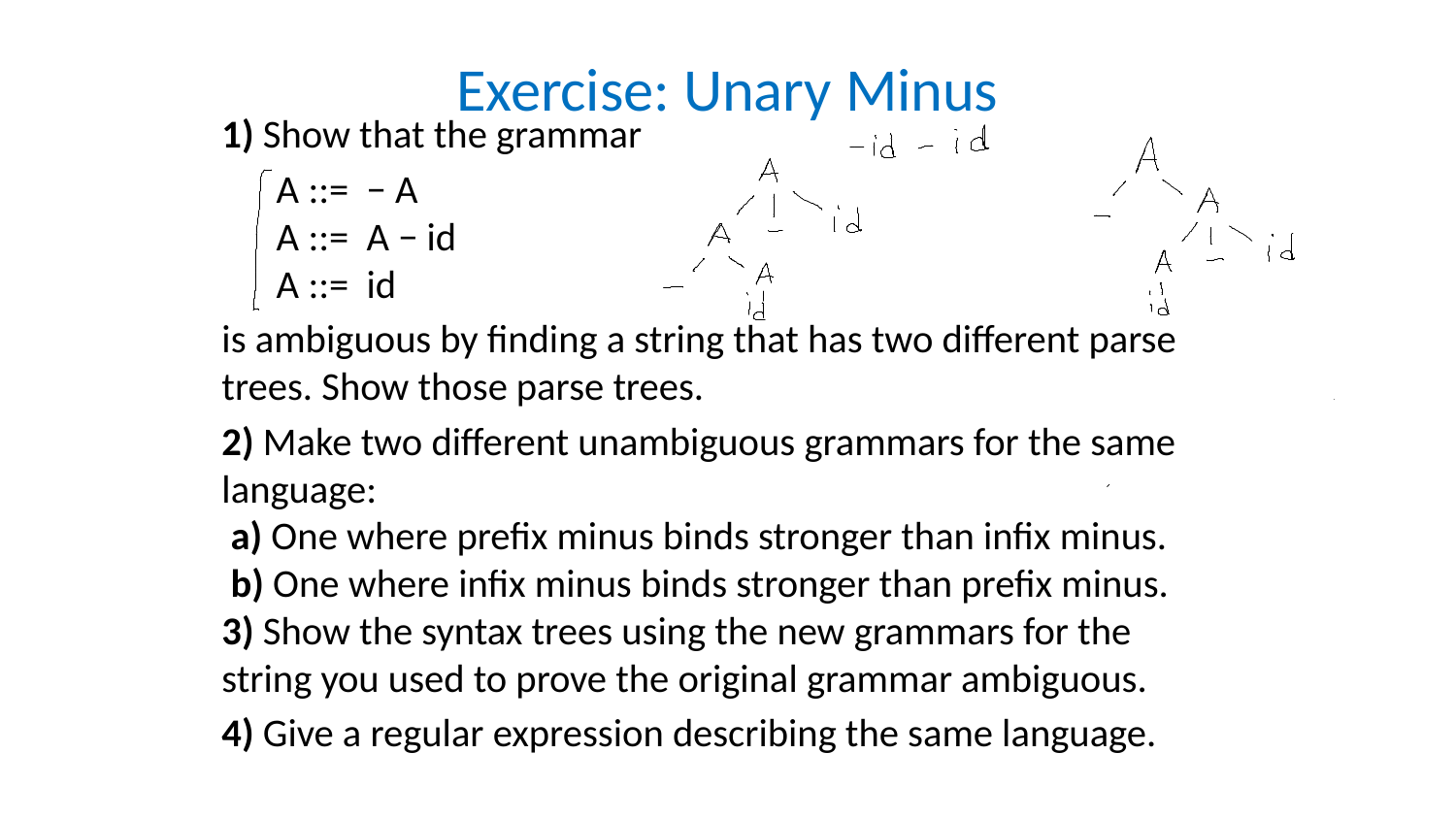# Exercise: Unary Minus

**1)** Show that the grammar

```
A ::=  − A
A ::=  A − id
A ::=  id
```

is ambiguous by finding a string that has two different parse trees. Show those parse trees.

**2)** Make two different unambiguous grammars for the same language:

**a)** One where prefix minus binds stronger than infix minus.

**b)** One where infix minus binds stronger than prefix minus.

**3)** Show the syntax trees using the new grammars for the string you used to prove the original grammar ambiguous.

**4)** Give a regular expression describing the same language.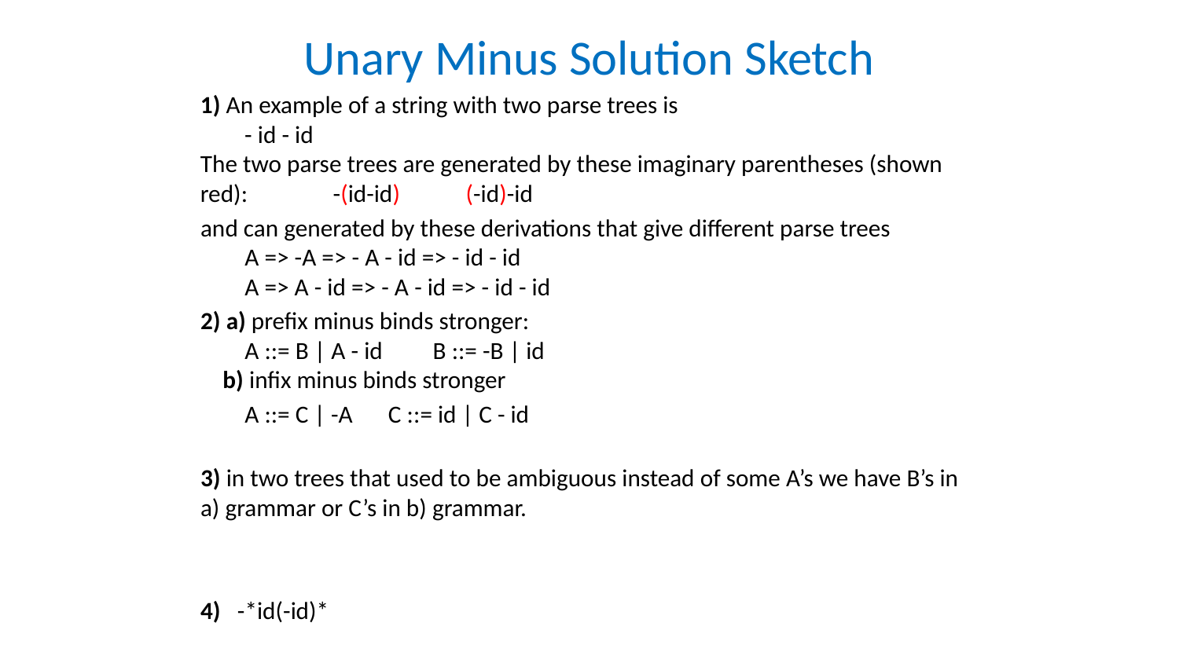# Unary Minus Solution Sketch

**1)** An example of a string with two parse trees is

- id - id

The two parse trees are generated by these imaginary parentheses (shown red): -(id-id) (-id)-id

and can generated by these derivations that give different parse trees

A => -A => - A - id => - id - id

A => A - id => - A - id => - id - id

**2) a)** prefix minus binds stronger:

A ::= B | A - id B ::= -B | id

**b)** infix minus binds stronger

A ::= C | -A C ::= id | C - id

**3)** in two trees that used to be ambiguous instead of some A's we have B's in a) grammar or C's in b) grammar.

**4)** -*id(-id)*